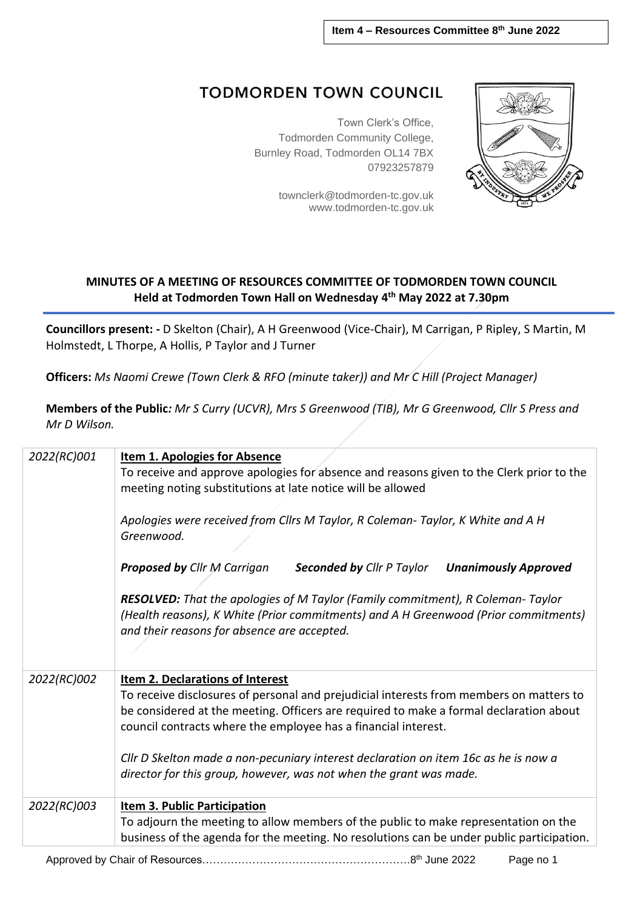Item 4 – Resources Committee 8th June 2022

# TODMORDEN TOWN COUNCIL

Town Clerk's Office,
Todmorden Community College,
Burnley Road, Todmorden OL14 7BX
07923257879

townclerk@todmorden-tc.gov.uk
www.todmorden-tc.gov.uk

## MINUTES OF A MEETING OF RESOURCES COMMITTEE OF TODMORDEN TOWN COUNCIL
**Held at Todmorden Town Hall on Wednesday 4th May 2022 at 7.30pm**

**Councillors present: -** D Skelton (Chair), A H Greenwood (Vice-Chair), M Carrigan, P Ripley, S Martin, M Holmstedt, L Thorpe, A Hollis, P Taylor and J Turner

**Officers:** *Ms Naomi Crewe (Town Clerk & RFO (minute taker)) and Mr C Hill (Project Manager)*

**Members of the Public***: Mr S Curry (UCVR), Mrs S Greenwood (TIB), Mr G Greenwood, Cllr S Press and Mr D Wilson.*

| | |
|---|---|
| *2022(RC)001* | **Item 1. Apologies for Absence**<br>To receive and approve apologies for absence and reasons given to the Clerk prior to the meeting noting substitutions at late notice will be allowed<br><br>*Apologies were received from Cllrs M Taylor, R Coleman- Taylor, K White and A H Greenwood.*<br><br>***Proposed by** Cllr M Carrigan* ***Seconded by** Cllr P Taylor* ***Unanimously Approved***<br><br>***RESOLVED:** That the apologies of M Taylor (Family commitment), R Coleman- Taylor (Health reasons), K White (Prior commitments) and A H Greenwood (Prior commitments) and their reasons for absence are accepted.* |
| *2022(RC)002* | **Item 2. Declarations of Interest**<br>To receive disclosures of personal and prejudicial interests from members on matters to be considered at the meeting. Officers are required to make a formal declaration about council contracts where the employee has a financial interest.<br><br>*Cllr D Skelton made a non-pecuniary interest declaration on item 16c as he is now a director for this group, however, was not when the grant was made.* |
| *2022(RC)003* | **Item 3. Public Participation**<br>To adjourn the meeting to allow members of the public to make representation on the business of the agenda for the meeting. No resolutions can be under public participation. |

Approved by Chair of Resources…………………………………………………8th June 2022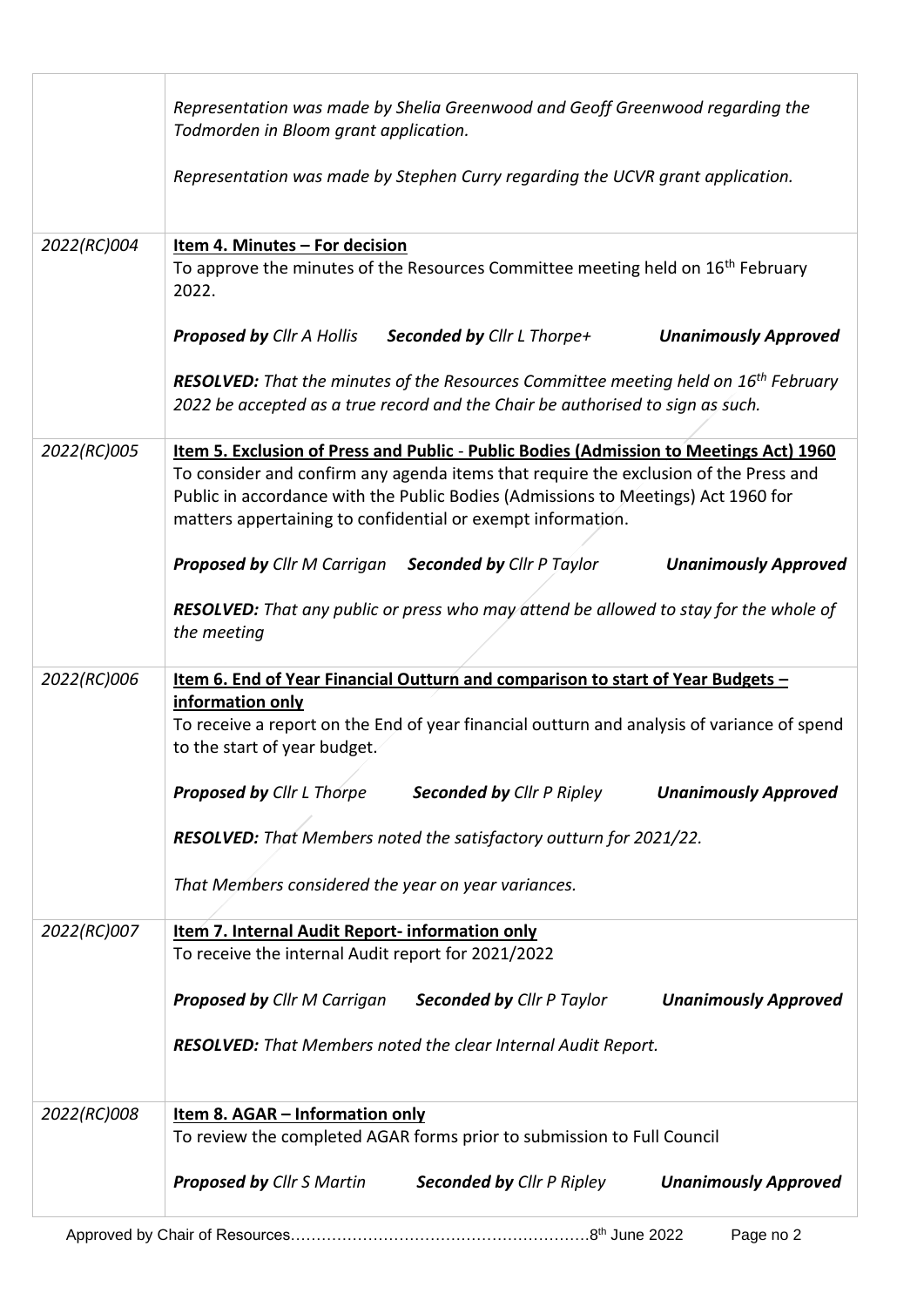| | |
|---|---|
| | *Representation was made by Shelia Greenwood and Geoff Greenwood regarding the Todmorden in Bloom grant application.*<br><br>*Representation was made by Stephen Curry regarding the UCVR grant application.* |
| *2022(RC)004* | **Item 4. Minutes – For decision**<br>To approve the minutes of the Resources Committee meeting held on 16th February 2022.<br><br>***Proposed by** Cllr A Hollis* ***Seconded by** Cllr L Thorpe+* ***Unanimously Approved***<br><br>***RESOLVED:** That the minutes of the Resources Committee meeting held on 16th February 2022 be accepted as a true record and the Chair be authorised to sign as such.* |
| *2022(RC)005* | **Item 5. Exclusion of Press and Public - Public Bodies (Admission to Meetings Act) 1960**<br>To consider and confirm any agenda items that require the exclusion of the Press and Public in accordance with the Public Bodies (Admissions to Meetings) Act 1960 for matters appertaining to confidential or exempt information.<br><br>***Proposed by** Cllr M Carrigan* ***Seconded by** Cllr P Taylor* ***Unanimously Approved***<br><br>***RESOLVED:** That any public or press who may attend be allowed to stay for the whole of the meeting* |
| *2022(RC)006* | **Item 6. End of Year Financial Outturn and comparison to start of Year Budgets – information only**<br>To receive a report on the End of year financial outturn and analysis of variance of spend to the start of year budget.<br><br>***Proposed by** Cllr L Thorpe* ***Seconded by** Cllr P Ripley* ***Unanimously Approved***<br><br>***RESOLVED:** That Members noted the satisfactory outturn for 2021/22.*<br><br>*That Members considered the year on year variances.* |
| *2022(RC)007* | **Item 7. Internal Audit Report- information only**<br>To receive the internal Audit report for 2021/2022<br><br>***Proposed by** Cllr M Carrigan* ***Seconded by** Cllr P Taylor* ***Unanimously Approved***<br><br>***RESOLVED:** That Members noted the clear Internal Audit Report.* |
| *2022(RC)008* | **Item 8. AGAR – Information only**<br>To review the completed AGAR forms prior to submission to Full Council<br><br>***Proposed by** Cllr S Martin* ***Seconded by** Cllr P Ripley* ***Unanimously Approved*** |

Approved by Chair of Resources………………………………………………….8th June 2022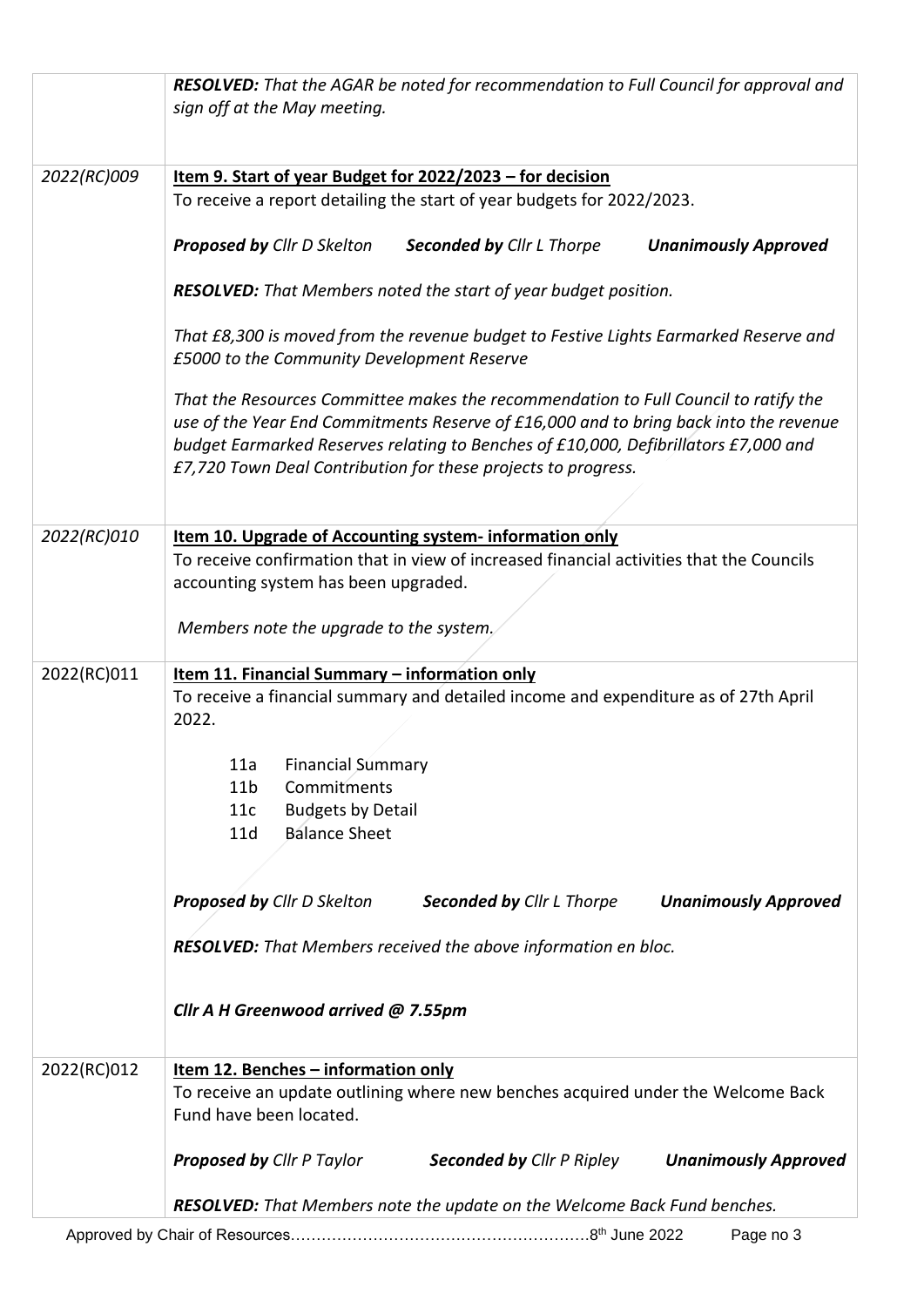| | |
|---|---|
| | ***RESOLVED:*** *That the AGAR be noted for recommendation to Full Council for approval and sign off at the May meeting.* |
| *2022(RC)009* | **Item 9. Start of year Budget for 2022/2023 – for decision**<br>To receive a report detailing the start of year budgets for 2022/2023.<br><br>***Proposed by*** *Cllr D Skelton* ***Seconded by*** *Cllr L Thorpe* ***Unanimously Approved***<br><br>***RESOLVED:*** *That Members noted the start of year budget position.*<br><br>*That £8,300 is moved from the revenue budget to Festive Lights Earmarked Reserve and £5000 to the Community Development Reserve*<br><br>*That the Resources Committee makes the recommendation to Full Council to ratify the use of the Year End Commitments Reserve of £16,000 and to bring back into the revenue budget Earmarked Reserves relating to Benches of £10,000, Defibrillators £7,000 and £7,720 Town Deal Contribution for these projects to progress.* |
| *2022(RC)010* | **Item 10. Upgrade of Accounting system- information only**<br>To receive confirmation that in view of increased financial activities that the Councils accounting system has been upgraded.<br><br>*Members note the upgrade to the system.* |
| 2022(RC)011 | **Item 11. Financial Summary – information only**<br>To receive a financial summary and detailed income and expenditure as of 27th April 2022.<br><br>11a Financial Summary<br>11b Commitments<br>11c Budgets by Detail<br>11d Balance Sheet<br><br>***Proposed by*** *Cllr D Skelton* ***Seconded by*** *Cllr L Thorpe* ***Unanimously Approved***<br><br>***RESOLVED:*** *That Members received the above information en bloc.*<br><br>***Cllr A H Greenwood arrived @ 7.55pm*** |
| 2022(RC)012 | **Item 12. Benches – information only**<br>To receive an update outlining where new benches acquired under the Welcome Back Fund have been located.<br><br>***Proposed by*** *Cllr P Taylor* ***Seconded by*** *Cllr P Ripley* ***Unanimously Approved***<br><br>***RESOLVED:*** *That Members note the update on the Welcome Back Fund benches.* |

Approved by Chair of Resources…………………………………………………8th June 2022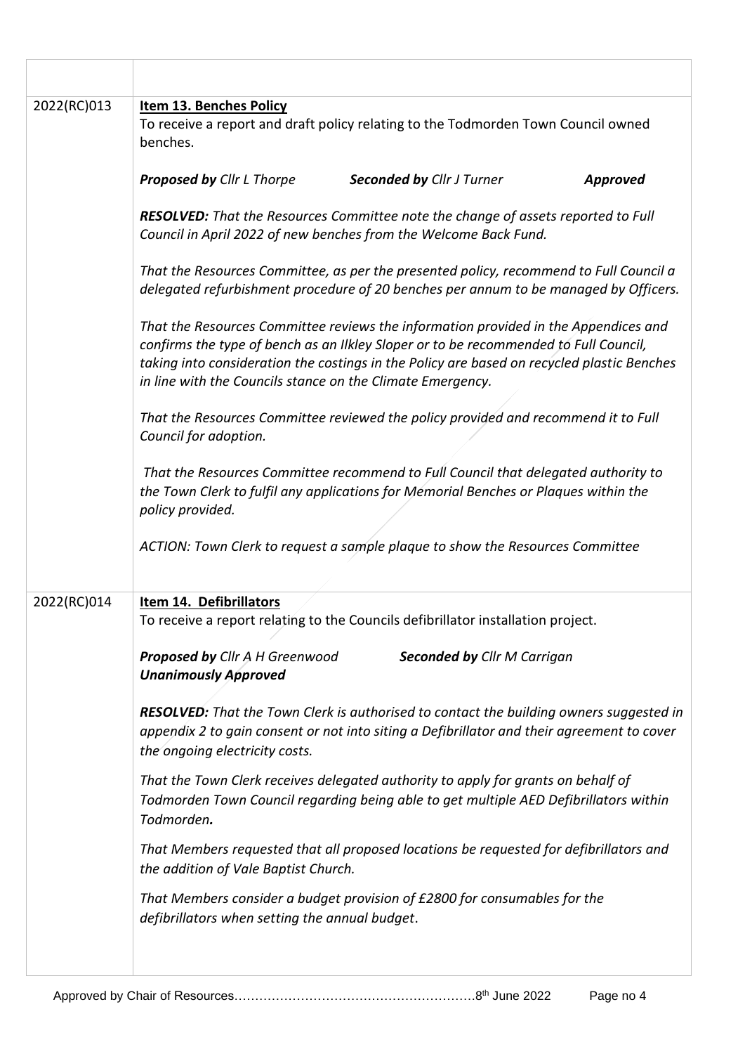| | |
|---|---|
| | |
| 2022(RC)013 | **Item 13. Benches Policy**<br>To receive a report and draft policy relating to the Todmorden Town Council owned benches.<br><br>***Proposed by*** *Cllr L Thorpe* ***Seconded by*** *Cllr J Turner* ***Approved***<br><br>***RESOLVED:*** *That the Resources Committee note the change of assets reported to Full Council in April 2022 of new benches from the Welcome Back Fund.*<br><br>*That the Resources Committee, as per the presented policy, recommend to Full Council a delegated refurbishment procedure of 20 benches per annum to be managed by Officers.*<br><br>*That the Resources Committee reviews the information provided in the Appendices and confirms the type of bench as an Ilkley Sloper or to be recommended to Full Council, taking into consideration the costings in the Policy are based on recycled plastic Benches in line with the Councils stance on the Climate Emergency.*<br><br>*That the Resources Committee reviewed the policy provided and recommend it to Full Council for adoption.*<br><br>*That the Resources Committee recommend to Full Council that delegated authority to the Town Clerk to fulfil any applications for Memorial Benches or Plaques within the policy provided.*<br><br>*ACTION: Town Clerk to request a sample plaque to show the Resources Committee* |
| 2022(RC)014 | **Item 14. Defibrillators**<br>To receive a report relating to the Councils defibrillator installation project.<br><br>***Proposed by*** *Cllr A H Greenwood* ***Seconded by*** *Cllr M Carrigan*<br>***Unanimously Approved***<br><br>***RESOLVED:*** *That the Town Clerk is authorised to contact the building owners suggested in appendix 2 to gain consent or not into siting a Defibrillator and their agreement to cover the ongoing electricity costs.*<br><br>*That the Town Clerk receives delegated authority to apply for grants on behalf of Todmorden Town Council regarding being able to get multiple AED Defibrillators within Todmorden.*<br><br>*That Members requested that all proposed locations be requested for defibrillators and the addition of Vale Baptist Church.*<br><br>*That Members consider a budget provision of £2800 for consumables for the defibrillators when setting the annual budget.* |

Approved by Chair of Resources…………………………………………………8th June 2022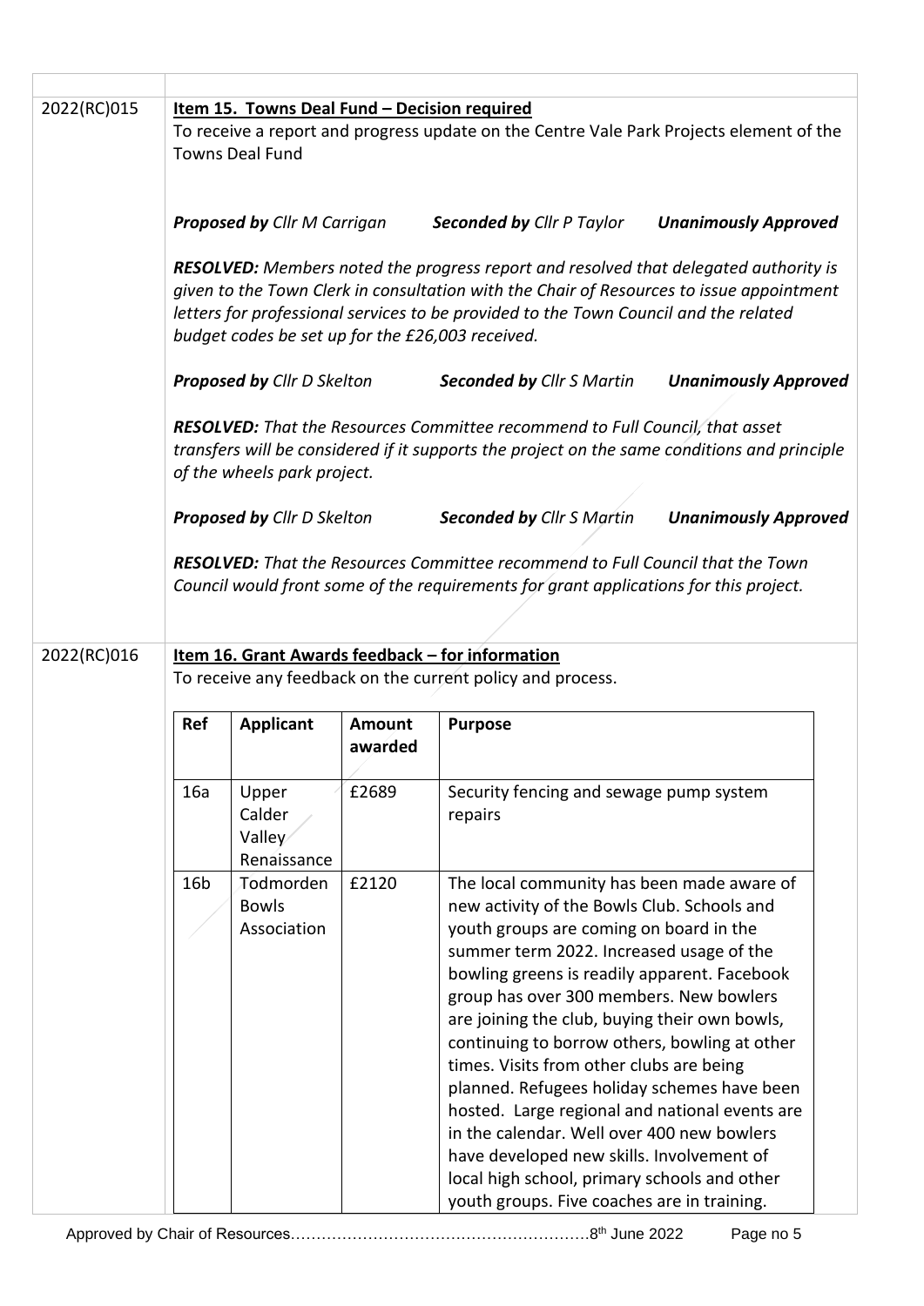2022(RC)015

**Item 15. Towns Deal Fund – Decision required**

To receive a report and progress update on the Centre Vale Park Projects element of the Towns Deal Fund

***Proposed by*** *Cllr M Carrigan* ***Seconded by*** *Cllr P Taylor* ***Unanimously Approved***

***RESOLVED:*** *Members noted the progress report and resolved that delegated authority is given to the Town Clerk in consultation with the Chair of Resources to issue appointment letters for professional services to be provided to the Town Council and the related budget codes be set up for the £26,003 received.*

***Proposed by*** *Cllr D Skelton* ***Seconded by*** *Cllr S Martin* ***Unanimously Approved***

***RESOLVED:*** *That the Resources Committee recommend to Full Council, that asset transfers will be considered if it supports the project on the same conditions and principle of the wheels park project.*

***Proposed by*** *Cllr D Skelton* ***Seconded by*** *Cllr S Martin* ***Unanimously Approved***

***RESOLVED:*** *That the Resources Committee recommend to Full Council that the Town Council would front some of the requirements for grant applications for this project.*

2022(RC)016

**Item 16. Grant Awards feedback – for information**

To receive any feedback on the current policy and process.

| Ref | Applicant | Amount awarded | Purpose |
|---|---|---|---|
| 16a | Upper Calder Valley Renaissance | £2689 | Security fencing and sewage pump system repairs |
| 16b | Todmorden Bowls Association | £2120 | The local community has been made aware of new activity of the Bowls Club. Schools and youth groups are coming on board in the summer term 2022. Increased usage of the bowling greens is readily apparent. Facebook group has over 300 members. New bowlers are joining the club, buying their own bowls, continuing to borrow others, bowling at other times. Visits from other clubs are being planned. Refugees holiday schemes have been hosted. Large regional and national events are in the calendar. Well over 400 new bowlers have developed new skills. Involvement of local high school, primary schools and other youth groups. Five coaches are in training. |

Approved by Chair of Resources……………………………………………………8th June 2022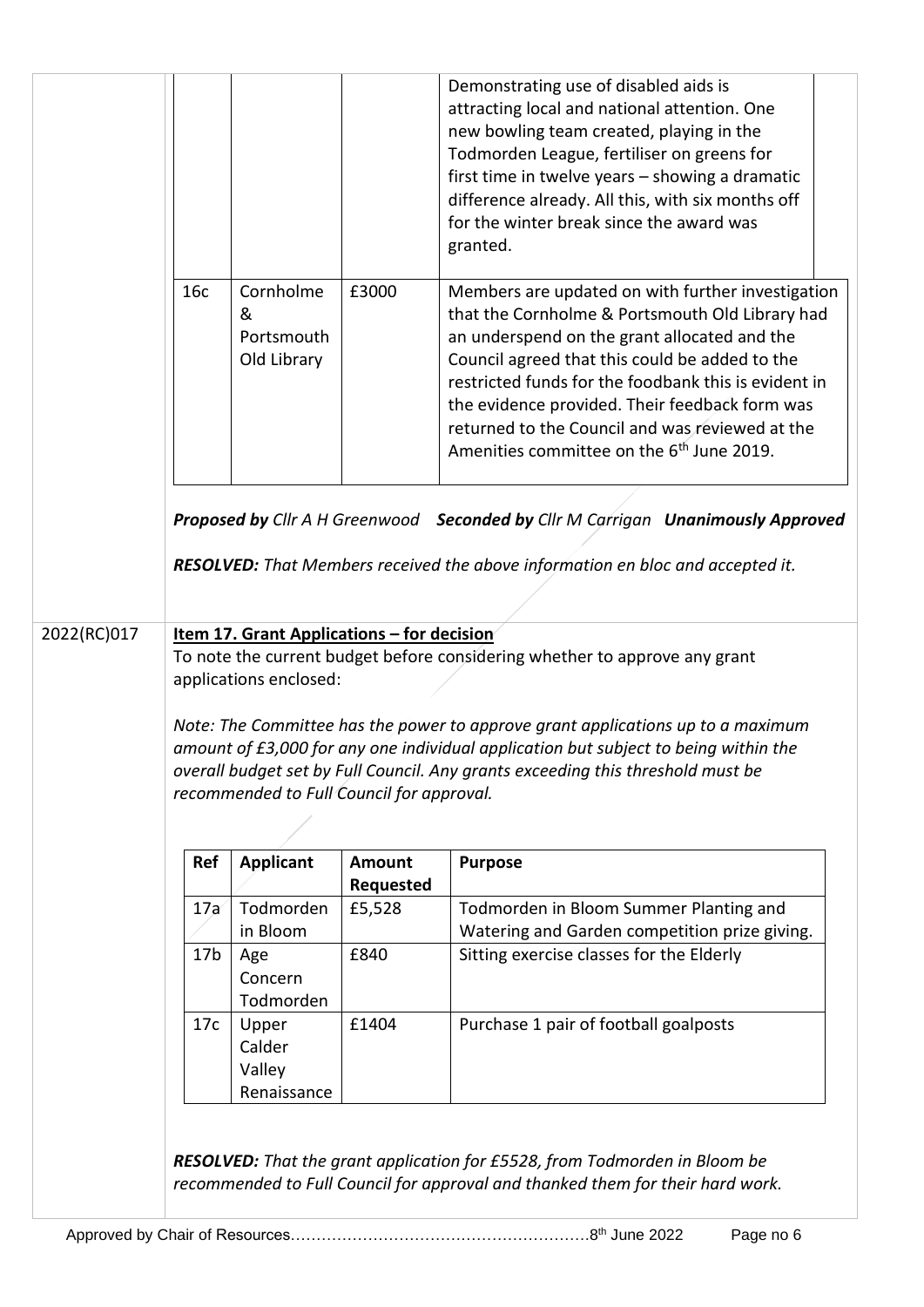| | | | |
|---|---|---|---|
| | | | Demonstrating use of disabled aids is attracting local and national attention. One new bowling team created, playing in the Todmorden League, fertiliser on greens for first time in twelve years – showing a dramatic difference already. All this, with six months off for the winter break since the award was granted. |
| 16c | Cornholme & Portsmouth Old Library | £3000 | Members are updated on with further investigation that the Cornholme & Portsmouth Old Library had an underspend on the grant allocated and the Council agreed that this could be added to the restricted funds for the foodbank this is evident in the evidence provided. Their feedback form was returned to the Council and was reviewed at the Amenities committee on the 6th June 2019. |

***Proposed by** Cllr A H Greenwood* ***Seconded by** Cllr M Carrigan* ***Unanimously Approved***

***RESOLVED:** That Members received the above information en bloc and accepted it.*

2022(RC)017

**Item 17. Grant Applications – for decision**

To note the current budget before considering whether to approve any grant applications enclosed:

*Note: The Committee has the power to approve grant applications up to a maximum amount of £3,000 for any one individual application but subject to being within the overall budget set by Full Council. Any grants exceeding this threshold must be recommended to Full Council for approval.*

| Ref | Applicant | Amount Requested | Purpose |
|---|---|---|---|
| 17a | Todmorden in Bloom | £5,528 | Todmorden in Bloom Summer Planting and Watering and Garden competition prize giving. |
| 17b | Age Concern Todmorden | £840 | Sitting exercise classes for the Elderly |
| 17c | Upper Calder Valley Renaissance | £1404 | Purchase 1 pair of football goalposts |

***RESOLVED:** That the grant application for £5528, from Todmorden in Bloom be recommended to Full Council for approval and thanked them for their hard work.*

Approved by Chair of Resources…………………………………………………8th June 2022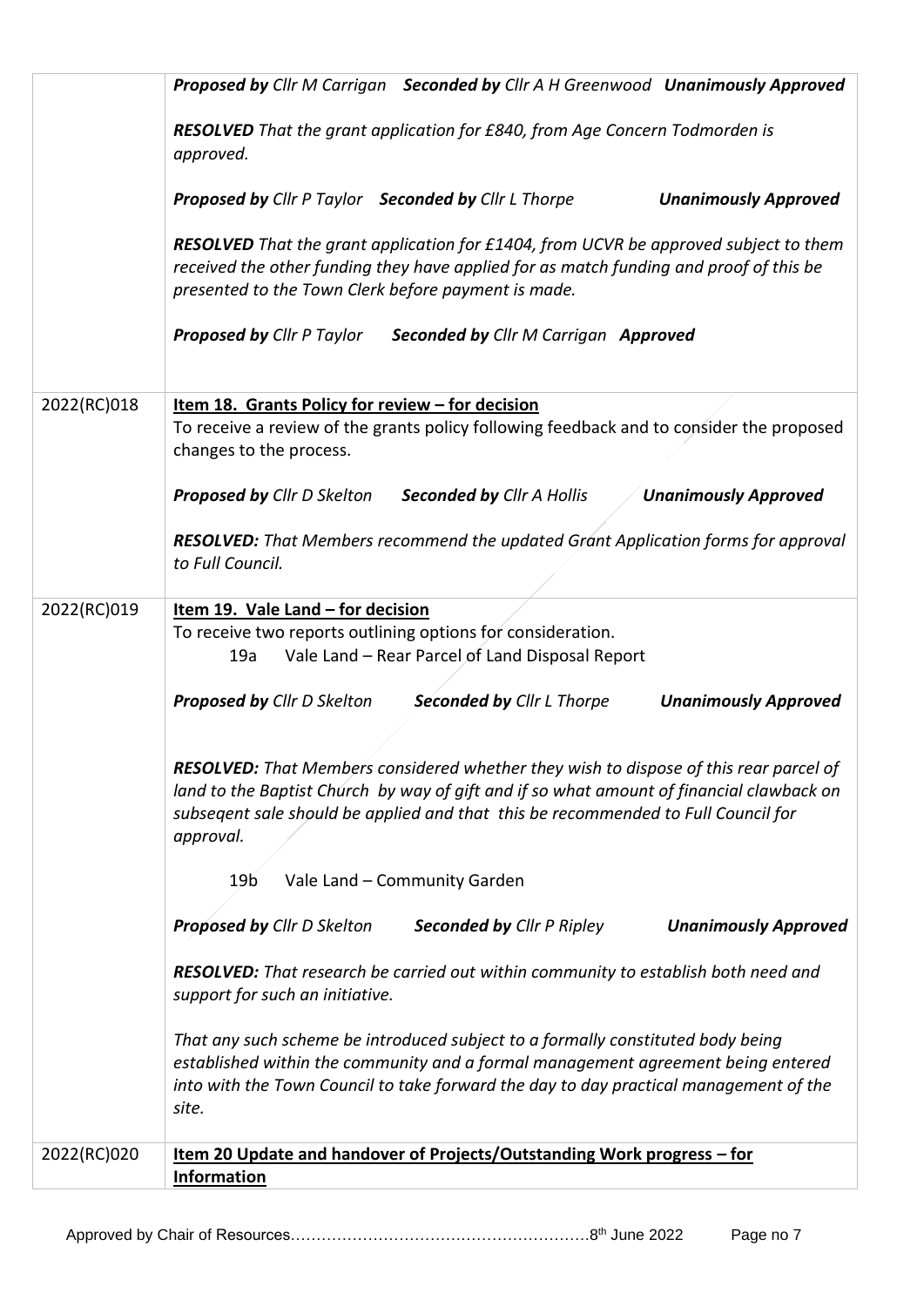| | |
|---|---|
| | ***Proposed by** Cllr M Carrigan **Seconded by** Cllr A H Greenwood **Unanimously Approved***<br><br>***RESOLVED** That the grant application for £840, from Age Concern Todmorden is approved.*<br><br>***Proposed by** Cllr P Taylor **Seconded by** Cllr L Thorpe **Unanimously Approved***<br><br>***RESOLVED** That the grant application for £1404, from UCVR be approved subject to them received the other funding they have applied for as match funding and proof of this be presented to the Town Clerk before payment is made.*<br><br>***Proposed by** Cllr P Taylor **Seconded by** Cllr M Carrigan **Approved*** |
| 2022(RC)018 | **Item 18. Grants Policy for review – for decision**<br>To receive a review of the grants policy following feedback and to consider the proposed changes to the process.<br><br>***Proposed by** Cllr D Skelton **Seconded by** Cllr A Hollis **Unanimously Approved***<br><br>***RESOLVED:** That Members recommend the updated Grant Application forms for approval to Full Council.* |
| 2022(RC)019 | **Item 19. Vale Land – for decision**<br>To receive two reports outlining options for consideration.<br>19a Vale Land – Rear Parcel of Land Disposal Report<br><br>***Proposed by** Cllr D Skelton **Seconded by** Cllr L Thorpe **Unanimously Approved***<br><br>***RESOLVED:** That Members considered whether they wish to dispose of this rear parcel of land to the Baptist Church by way of gift and if so what amount of financial clawback on subseqent sale should be applied and that this be recommended to Full Council for approval.*<br><br>19b Vale Land – Community Garden<br><br>***Proposed by** Cllr D Skelton **Seconded by** Cllr P Ripley **Unanimously Approved***<br><br>***RESOLVED:** That research be carried out within community to establish both need and support for such an initiative.*<br><br>*That any such scheme be introduced subject to a formally constituted body being established within the community and a formal management agreement being entered into with the Town Council to take forward the day to day practical management of the site.* |
| 2022(RC)020 | **Item 20 Update and handover of Projects/Outstanding Work progress – for Information** |

Approved by Chair of Resources…………………………………………………8th June 2022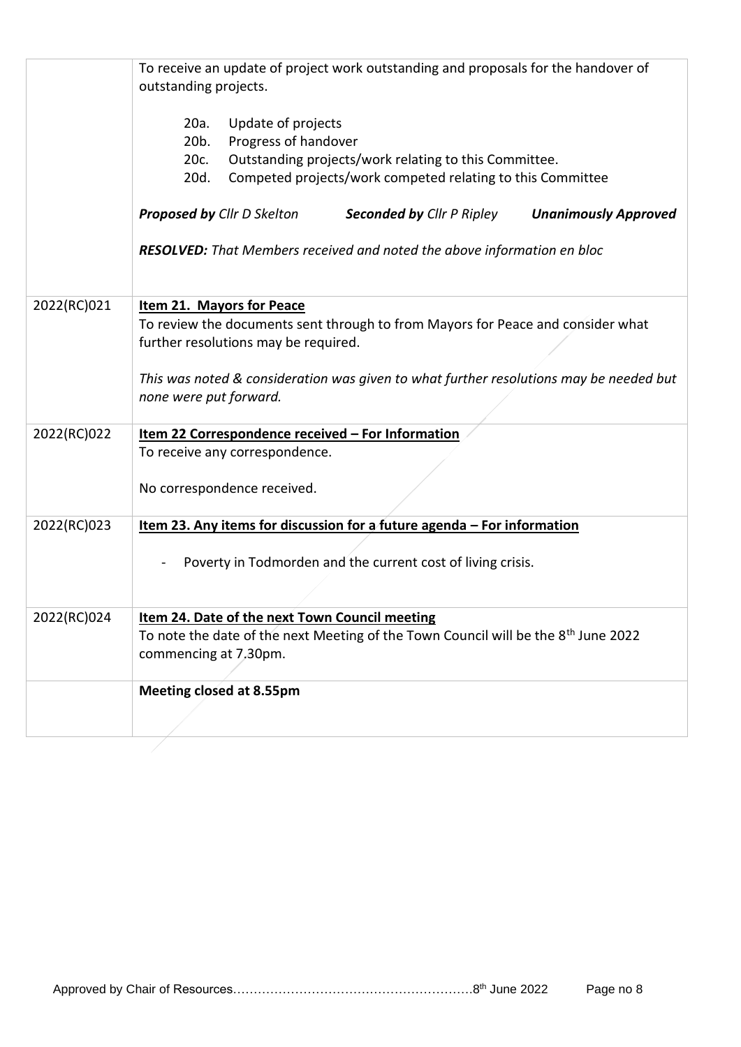| | |
|---|---|
| | To receive an update of project work outstanding and proposals for the handover of outstanding projects.<br><br>20a. Update of projects<br>20b. Progress of handover<br>20c. Outstanding projects/work relating to this Committee.<br>20d. Competed projects/work competed relating to this Committee<br><br>***Proposed by** Cllr D Skelton* ***Seconded by** Cllr P Ripley* ***Unanimously Approved***<br><br>***RESOLVED:** That Members received and noted the above information en bloc* |
| 2022(RC)021 | **Item 21. Mayors for Peace**<br>To review the documents sent through to from Mayors for Peace and consider what further resolutions may be required.<br><br>*This was noted & consideration was given to what further resolutions may be needed but none were put forward.* |
| 2022(RC)022 | **Item 22 Correspondence received – For Information**<br>To receive any correspondence.<br><br>No correspondence received. |
| 2022(RC)023 | **Item 23. Any items for discussion for a future agenda – For information**<br><br>- Poverty in Todmorden and the current cost of living crisis. |
| 2022(RC)024 | **Item 24. Date of the next Town Council meeting**<br>To note the date of the next Meeting of the Town Council will be the 8th June 2022 commencing at 7.30pm. |
| | **Meeting closed at 8.55pm** |

Approved by Chair of Resources…………………………………………………8th June 2022